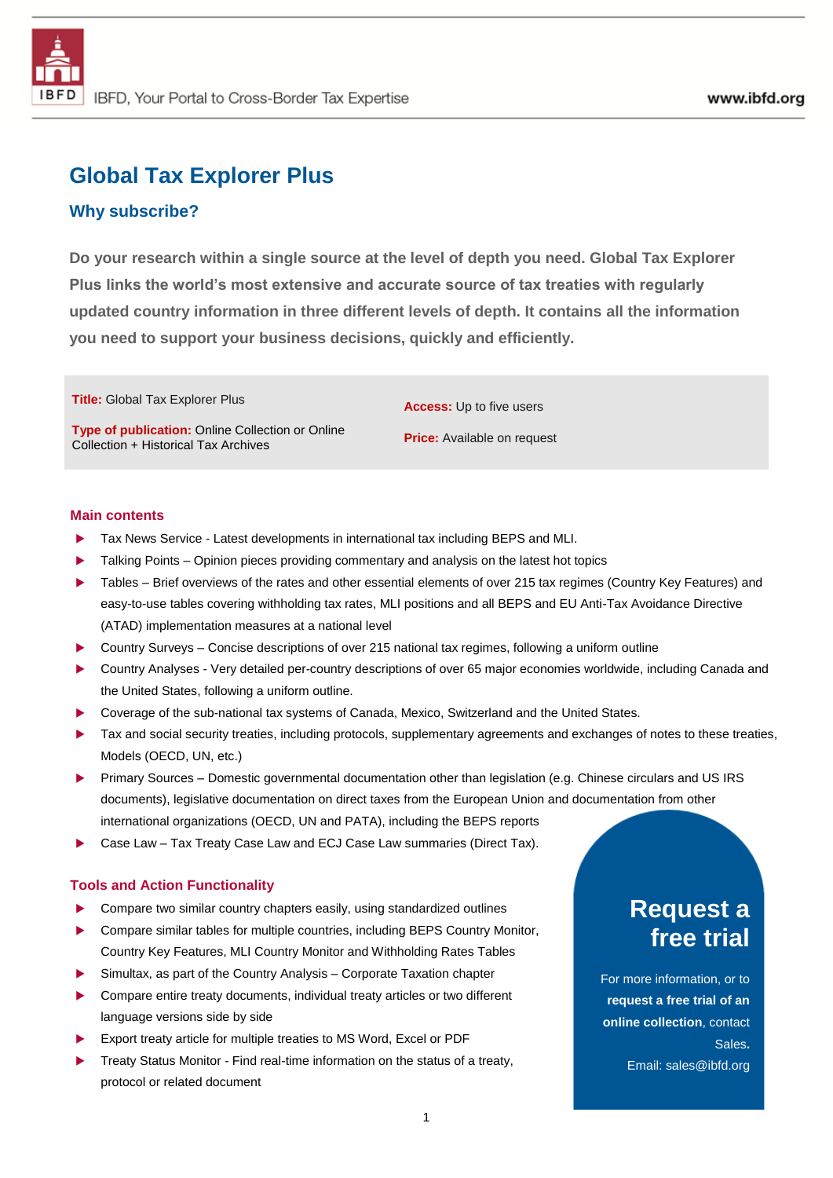# Global Tax Explorer Plus

## Why subscribe?

**Do your research within a single source at the level of depth you need. Global Tax Explorer Plus links the world's most extensive and accurate source of tax treaties with regularly updated country information in three different levels of depth. It contains all the information you need to support your business decisions, quickly and efficiently.**

**Title:** Global Tax Explorer Plus

**Type of publication:** Online Collection or Online Collection + Historical Tax Archives

**Access:** Up to five users

**Price:** Available on request

### Main contents

- Tax News Service - Latest developments in international tax including BEPS and MLI.
- Talking Points – Opinion pieces providing commentary and analysis on the latest hot topics
- Tables – Brief overviews of the rates and other essential elements of over 215 tax regimes (Country Key Features) and easy-to-use tables covering withholding tax rates, MLI positions and all BEPS and EU Anti-Tax Avoidance Directive (ATAD) implementation measures at a national level
- Country Surveys – Concise descriptions of over 215 national tax regimes, following a uniform outline
- Country Analyses - Very detailed per-country descriptions of over 65 major economies worldwide, including Canada and the United States, following a uniform outline.
- Coverage of the sub-national tax systems of Canada, Mexico, Switzerland and the United States.
- Tax and social security treaties, including protocols, supplementary agreements and exchanges of notes to these treaties, Models (OECD, UN, etc.)
- Primary Sources – Domestic governmental documentation other than legislation (e.g. Chinese circulars and US IRS documents), legislative documentation on direct taxes from the European Union and documentation from other international organizations (OECD, UN and PATA), including the BEPS reports
- Case Law – Tax Treaty Case Law and ECJ Case Law summaries (Direct Tax).

### Tools and Action Functionality

- Compare two similar country chapters easily, using standardized outlines
- Compare similar tables for multiple countries, including BEPS Country Monitor, Country Key Features, MLI Country Monitor and Withholding Rates Tables
- Simultax, as part of the Country Analysis – Corporate Taxation chapter
- Compare entire treaty documents, individual treaty articles or two different language versions side by side
- Export treaty article for multiple treaties to MS Word, Excel or PDF
- Treaty Status Monitor - Find real-time information on the status of a treaty, protocol or related document

## Request a free trial

For more information, or to **request a free trial of an online collection**, contact Sales**.**

Email: sales@ibfd.org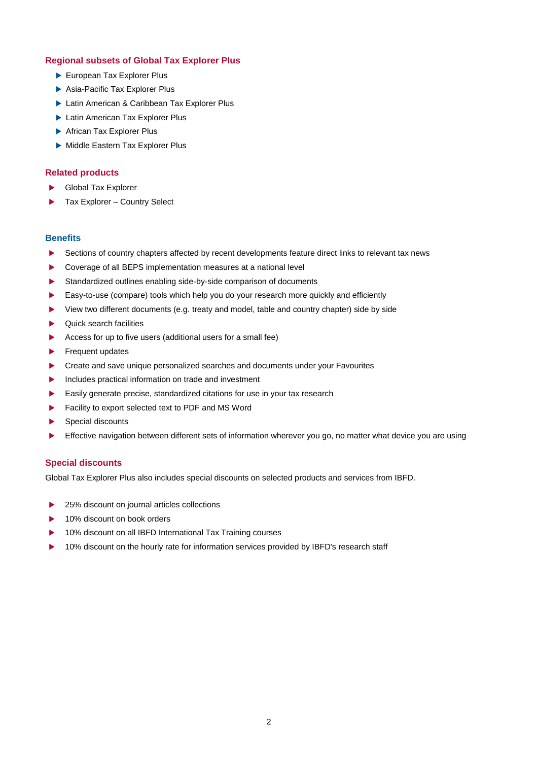## Regional subsets of Global Tax Explorer Plus

- European Tax Explorer Plus
- Asia-Pacific Tax Explorer Plus
- Latin American & Caribbean Tax Explorer Plus
- Latin American Tax Explorer Plus
- African Tax Explorer Plus
- Middle Eastern Tax Explorer Plus

## Related products

- Global Tax Explorer
- Tax Explorer – Country Select

## Benefits

- Sections of country chapters affected by recent developments feature direct links to relevant tax news
- Coverage of all BEPS implementation measures at a national level
- Standardized outlines enabling side-by-side comparison of documents
- Easy-to-use (compare) tools which help you do your research more quickly and efficiently
- View two different documents (e.g. treaty and model, table and country chapter) side by side
- Quick search facilities
- Access for up to five users (additional users for a small fee)
- Frequent updates
- Create and save unique personalized searches and documents under your Favourites
- Includes practical information on trade and investment
- Easily generate precise, standardized citations for use in your tax research
- Facility to export selected text to PDF and MS Word
- Special discounts
- Effective navigation between different sets of information wherever you go, no matter what device you are using

## Special discounts

Global Tax Explorer Plus also includes special discounts on selected products and services from IBFD.

- 25% discount on journal articles collections
- 10% discount on book orders
- 10% discount on all IBFD International Tax Training courses
- 10% discount on the hourly rate for information services provided by IBFD's research staff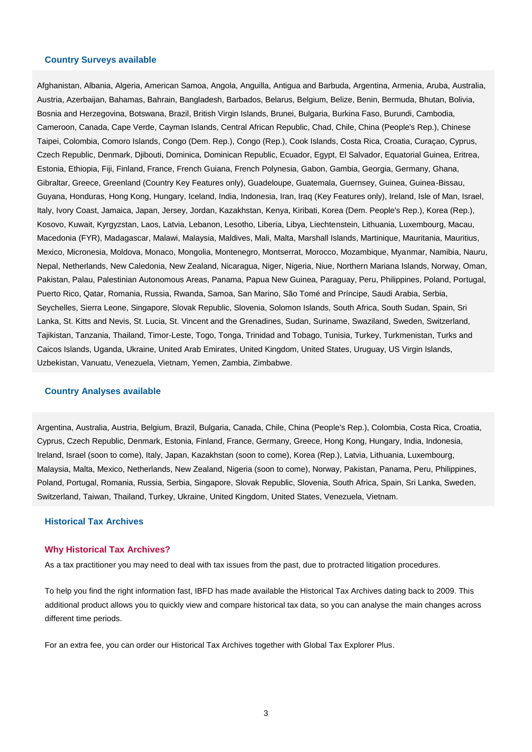## Country Surveys available

Afghanistan, Albania, Algeria, American Samoa, Angola, Anguilla, Antigua and Barbuda, Argentina, Armenia, Aruba, Australia, Austria, Azerbaijan, Bahamas, Bahrain, Bangladesh, Barbados, Belarus, Belgium, Belize, Benin, Bermuda, Bhutan, Bolivia, Bosnia and Herzegovina, Botswana, Brazil, British Virgin Islands, Brunei, Bulgaria, Burkina Faso, Burundi, Cambodia, Cameroon, Canada, Cape Verde, Cayman Islands, Central African Republic, Chad, Chile, China (People's Rep.), Chinese Taipei, Colombia, Comoro Islands, Congo (Dem. Rep.), Congo (Rep.), Cook Islands, Costa Rica, Croatia, Curaçao, Cyprus, Czech Republic, Denmark, Djibouti, Dominica, Dominican Republic, Ecuador, Egypt, El Salvador, Equatorial Guinea, Eritrea, Estonia, Ethiopia, Fiji, Finland, France, French Guiana, French Polynesia, Gabon, Gambia, Georgia, Germany, Ghana, Gibraltar, Greece, Greenland (Country Key Features only), Guadeloupe, Guatemala, Guernsey, Guinea, Guinea-Bissau, Guyana, Honduras, Hong Kong, Hungary, Iceland, India, Indonesia, Iran, Iraq (Key Features only), Ireland, Isle of Man, Israel, Italy, Ivory Coast, Jamaica, Japan, Jersey, Jordan, Kazakhstan, Kenya, Kiribati, Korea (Dem. People's Rep.), Korea (Rep.), Kosovo, Kuwait, Kyrgyzstan, Laos, Latvia, Lebanon, Lesotho, Liberia, Libya, Liechtenstein, Lithuania, Luxembourg, Macau, Macedonia (FYR), Madagascar, Malawi, Malaysia, Maldives, Mali, Malta, Marshall Islands, Martinique, Mauritania, Mauritius, Mexico, Micronesia, Moldova, Monaco, Mongolia, Montenegro, Montserrat, Morocco, Mozambique, Myanmar, Namibia, Nauru, Nepal, Netherlands, New Caledonia, New Zealand, Nicaragua, Niger, Nigeria, Niue, Northern Mariana Islands, Norway, Oman, Pakistan, Palau, Palestinian Autonomous Areas, Panama, Papua New Guinea, Paraguay, Peru, Philippines, Poland, Portugal, Puerto Rico, Qatar, Romania, Russia, Rwanda, Samoa, San Marino, São Tomé and Príncipe, Saudi Arabia, Serbia, Seychelles, Sierra Leone, Singapore, Slovak Republic, Slovenia, Solomon Islands, South Africa, South Sudan, Spain, Sri Lanka, St. Kitts and Nevis, St. Lucia, St. Vincent and the Grenadines, Sudan, Suriname, Swaziland, Sweden, Switzerland, Tajikistan, Tanzania, Thailand, Timor-Leste, Togo, Tonga, Trinidad and Tobago, Tunisia, Turkey, Turkmenistan, Turks and Caicos Islands, Uganda, Ukraine, United Arab Emirates, United Kingdom, United States, Uruguay, US Virgin Islands, Uzbekistan, Vanuatu, Venezuela, Vietnam, Yemen, Zambia, Zimbabwe.

## Country Analyses available

Argentina, Australia, Austria, Belgium, Brazil, Bulgaria, Canada, Chile, China (People's Rep.), Colombia, Costa Rica, Croatia, Cyprus, Czech Republic, Denmark, Estonia, Finland, France, Germany, Greece, Hong Kong, Hungary, India, Indonesia, Ireland, Israel (soon to come), Italy, Japan, Kazakhstan (soon to come), Korea (Rep.), Latvia, Lithuania, Luxembourg, Malaysia, Malta, Mexico, Netherlands, New Zealand, Nigeria (soon to come), Norway, Pakistan, Panama, Peru, Philippines, Poland, Portugal, Romania, Russia, Serbia, Singapore, Slovak Republic, Slovenia, South Africa, Spain, Sri Lanka, Sweden, Switzerland, Taiwan, Thailand, Turkey, Ukraine, United Kingdom, United States, Venezuela, Vietnam.

## Historical Tax Archives

### Why Historical Tax Archives?

As a tax practitioner you may need to deal with tax issues from the past, due to protracted litigation procedures.

To help you find the right information fast, IBFD has made available the Historical Tax Archives dating back to 2009. This additional product allows you to quickly view and compare historical tax data, so you can analyse the main changes across different time periods.

For an extra fee, you can order our Historical Tax Archives together with Global Tax Explorer Plus.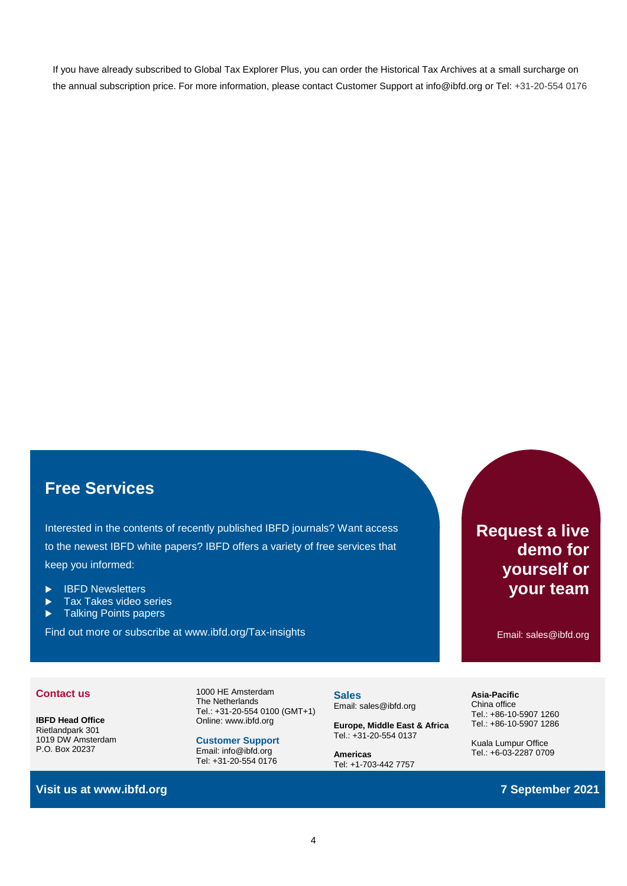If you have already subscribed to Global Tax Explorer Plus, you can order the Historical Tax Archives at a small surcharge on the annual subscription price. For more information, please contact Customer Support at info@ibfd.org or Tel: +31-20-554 0176

## Free Services

Interested in the contents of recently published IBFD journals? Want access to the newest IBFD white papers? IBFD offers a variety of free services that keep you informed:

- IBFD Newsletters
- Tax Takes video series
- Talking Points papers

Find out more or subscribe at www.ibfd.org/Tax-insights

## Request a live demo for yourself or your team

Email: sales@ibfd.org

**Contact us**

**IBFD Head Office**
Rietlandpark 301
1019 DW Amsterdam
P.O. Box 20237
1000 HE Amsterdam
The Netherlands
Tel.: +31-20-554 0100 (GMT+1)
Online: www.ibfd.org

**Customer Support**
Email: info@ibfd.org
Tel: +31-20-554 0176

**Sales**
Email: sales@ibfd.org

**Europe, Middle East & Africa**
Tel.: +31-20-554 0137

**Americas**
Tel: +1-703-442 7757

**Asia-Pacific**
China office
Tel.: +86-10-5907 1260
Tel.: +86-10-5907 1286

Kuala Lumpur Office
Tel.: +6-03-2287 0709

**Visit us at www.ibfd.org**

**7 September 2021**